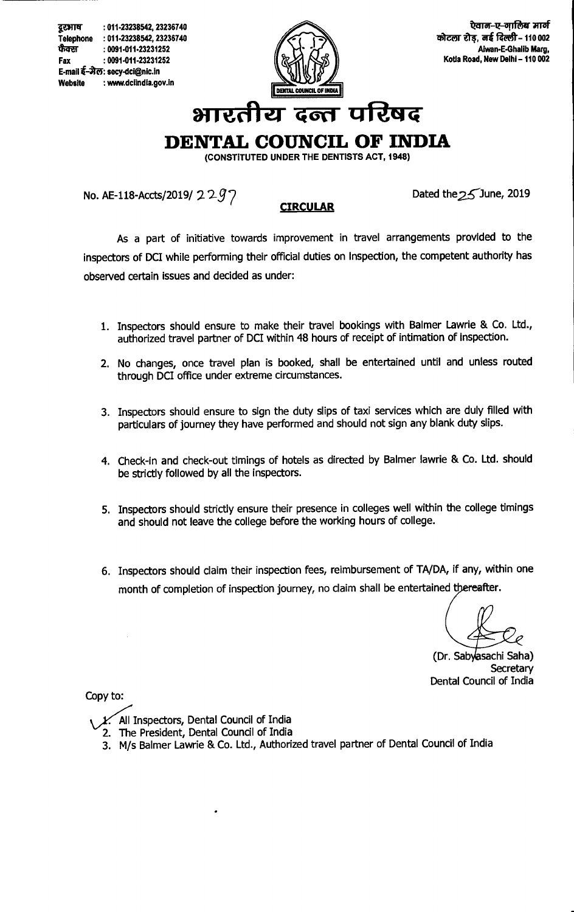दूरभाष : 011-23238542, 23236740
Telephone : 011-23238542, 23236740
फैक्स : 0091-011-23231252
Fax : 0091-011-23231252
E-mail ई-मेल: secy-dci@nic.in
Website : www.dciindia.gov.in

ऐवान-ए-ग़ालिब मार्ग
कोटला रोड, नई दिल्ली - 110 002
Aiwan-E-Ghalib Marg,
Kotla Road, New Delhi - 110 002

# भारतीय दन्त परिषद
# DENTAL COUNCIL OF INDIA

(CONSTITUTED UNDER THE DENTISTS ACT, 1948)

No. AE-118-Accts/2019/ 2297

Dated the 25 June, 2019

**CIRCULAR**

As a part of initiative towards improvement in travel arrangements provided to the inspectors of DCI while performing their official duties on Inspection, the competent authority has observed certain issues and decided as under:

1. Inspectors should ensure to make their travel bookings with Balmer Lawrie & Co. Ltd., authorized travel partner of DCI within 48 hours of receipt of intimation of inspection.
2. No changes, once travel plan is booked, shall be entertained until and unless routed through DCI office under extreme circumstances.
3. Inspectors should ensure to sign the duty slips of taxi services which are duly filled with particulars of journey they have performed and should not sign any blank duty slips.
4. Check-in and check-out timings of hotels as directed by Balmer lawrie & Co. Ltd. should be strictly followed by all the inspectors.
5. Inspectors should strictly ensure their presence in colleges well within the college timings and should not leave the college before the working hours of college.
6. Inspectors should claim their inspection fees, reimbursement of TA/DA, if any, within one month of completion of inspection journey, no claim shall be entertained thereafter.

(Dr. Sabyasachi Saha)
Secretary
Dental Council of India

Copy to:

1. All Inspectors, Dental Council of India
2. The President, Dental Council of India
3. M/s Balmer Lawrie & Co. Ltd., Authorized travel partner of Dental Council of India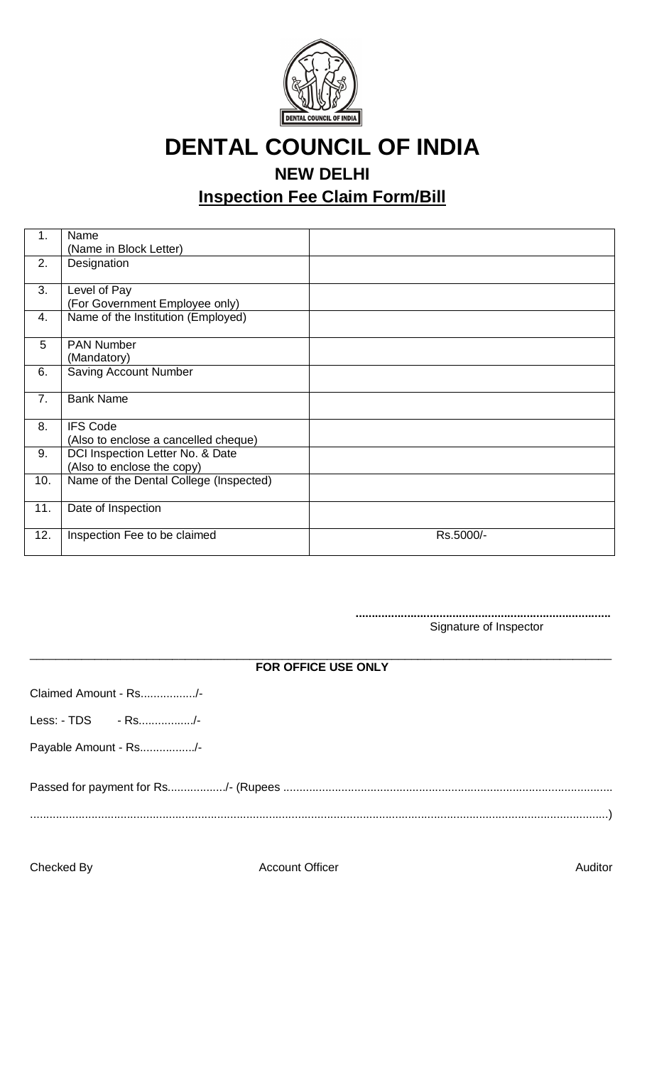# DENTAL COUNCIL OF INDIA

## NEW DELHI

## Inspection Fee Claim Form/Bill

| | | |
|---|---|---|
| 1. | Name<br>(Name in Block Letter) | |
| 2. | Designation | |
| 3. | Level of Pay<br>(For Government Employee only) | |
| 4. | Name of the Institution (Employed) | |
| 5 | PAN Number<br>(Mandatory) | |
| 6. | Saving Account Number | |
| 7. | Bank Name | |
| 8. | IFS Code<br>(Also to enclose a cancelled cheque) | |
| 9. | DCI Inspection Letter No. & Date<br>(Also to enclose the copy) | |
| 10. | Name of the Dental College (Inspected) | |
| 11. | Date of Inspection | |
| 12. | Inspection Fee to be claimed | Rs.5000/- |

..............................................................................

Signature of Inspector

---

**FOR OFFICE USE ONLY**

Claimed Amount - Rs................./-

Less: - TDS - Rs................./-

Payable Amount - Rs................./-

Passed for payment for Rs................../- (Rupees ......................................................................................................

.................................................................................................................................................................)

Checked By Account Officer Auditor